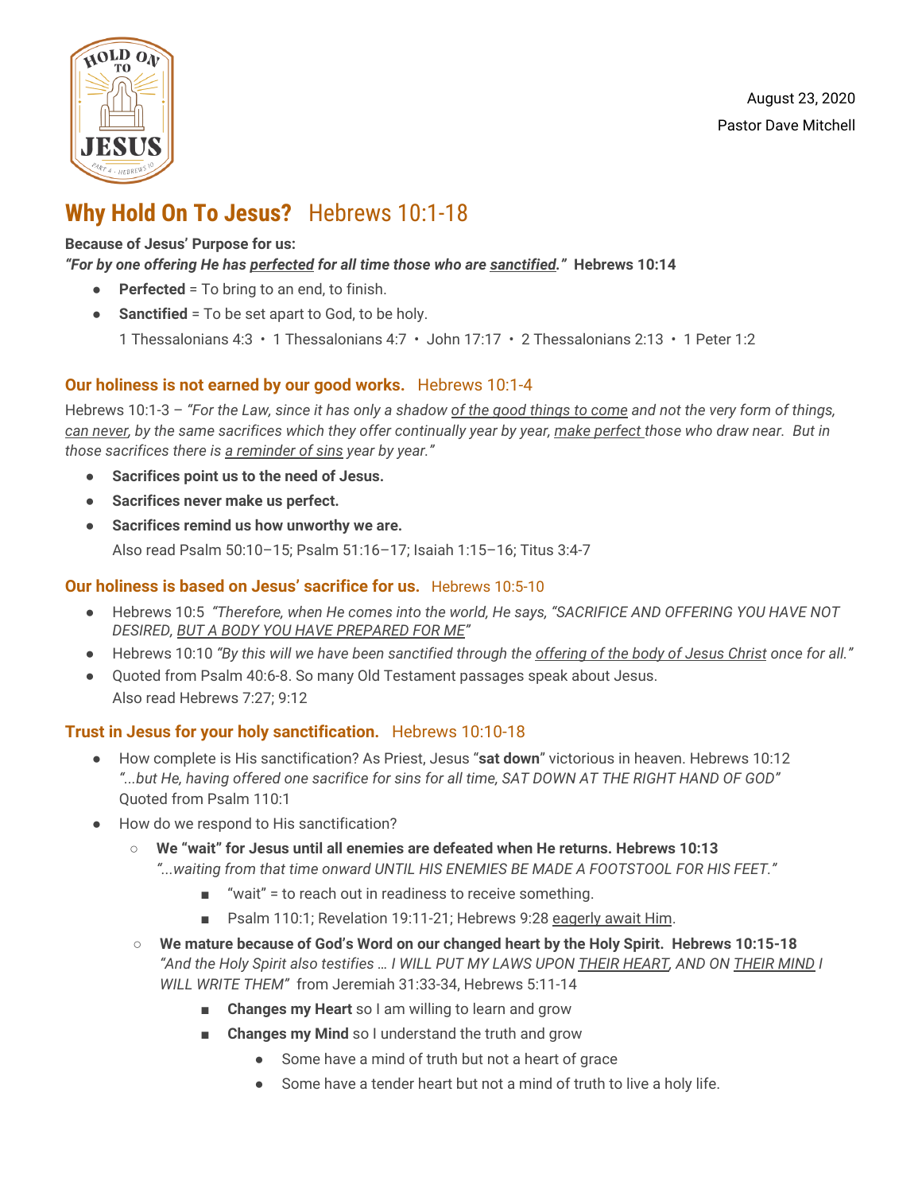August 23, 2020

Pastor Dave Mitchell

# Why Hold On To Jesus? Hebrews 10:1-18

**Because of Jesus' Purpose for us:**
***"For by one offering He has perfected for all time those who are sanctified."*** **Hebrews 10:14**

- **Perfected** = To bring to an end, to finish.
- **Sanctified** = To be set apart to God, to be holy.
  1 Thessalonians 4:3 • 1 Thessalonians 4:7 • John 17:17 • 2 Thessalonians 2:13 • 1 Peter 1:2

## Our holiness is not earned by our good works. Hebrews 10:1-4

Hebrews 10:1-3 – *"For the Law, since it has only a shadow of the good things to come and not the very form of things, can never, by the same sacrifices which they offer continually year by year, make perfect those who draw near. But in those sacrifices there is a reminder of sins year by year."*

- **Sacrifices point us to the need of Jesus.**
- **Sacrifices never make us perfect.**
- **Sacrifices remind us how unworthy we are.**
  Also read Psalm 50:10–15; Psalm 51:16–17; Isaiah 1:15–16; Titus 3:4-7

## Our holiness is based on Jesus' sacrifice for us. Hebrews 10:5-10

- Hebrews 10:5 *"Therefore, when He comes into the world, He says, "SACRIFICE AND OFFERING YOU HAVE NOT DESIRED, BUT A BODY YOU HAVE PREPARED FOR ME"*
- Hebrews 10:10 *"By this will we have been sanctified through the offering of the body of Jesus Christ once for all."*
- Quoted from Psalm 40:6-8. So many Old Testament passages speak about Jesus.
  Also read Hebrews 7:27; 9:12

## Trust in Jesus for your holy sanctification. Hebrews 10:10-18

- How complete is His sanctification? As Priest, Jesus "**sat down**" victorious in heaven. Hebrews 10:12
  *"...but He, having offered one sacrifice for sins for all time, SAT DOWN AT THE RIGHT HAND OF GOD"*
  Quoted from Psalm 110:1
- How do we respond to His sanctification?
  - **We "wait" for Jesus until all enemies are defeated when He returns. Hebrews 10:13**
    *"...waiting from that time onward UNTIL HIS ENEMIES BE MADE A FOOTSTOOL FOR HIS FEET."*
    - "wait" = to reach out in readiness to receive something.
    - Psalm 110:1; Revelation 19:11-21; Hebrews 9:28 eagerly await Him.
  - **We mature because of God's Word on our changed heart by the Holy Spirit. Hebrews 10:15-18**
    *"And the Holy Spirit also testifies … I WILL PUT MY LAWS UPON THEIR HEART, AND ON THEIR MIND I WILL WRITE THEM"* from Jeremiah 31:33-34, Hebrews 5:11-14
    - **Changes my Heart** so I am willing to learn and grow
    - **Changes my Mind** so I understand the truth and grow
      - Some have a mind of truth but not a heart of grace
      - Some have a tender heart but not a mind of truth to live a holy life.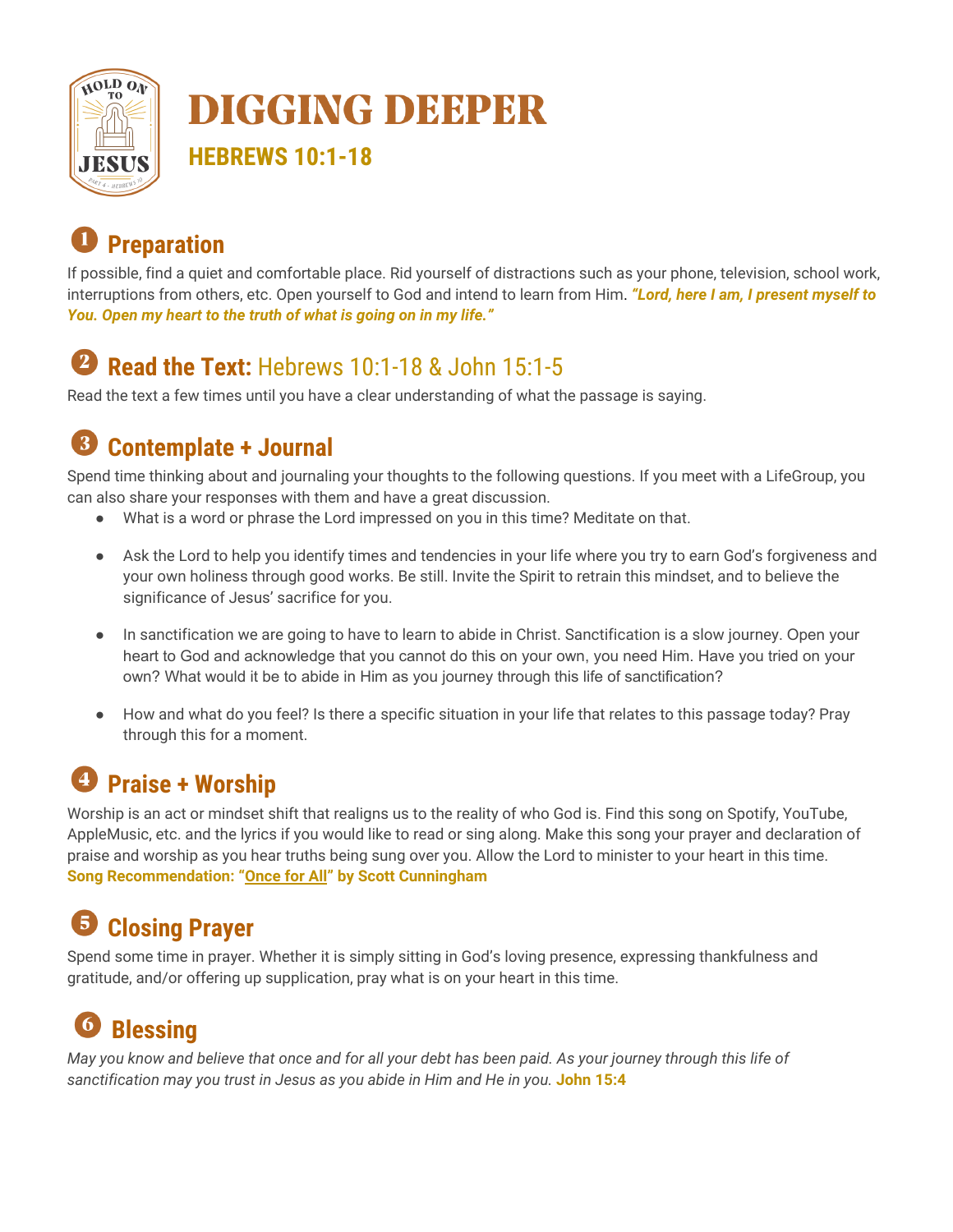# DIGGING DEEPER

## HEBREWS 10:1-18

## ❶ Preparation

If possible, find a quiet and comfortable place. Rid yourself of distractions such as your phone, television, school work, interruptions from others, etc. Open yourself to God and intend to learn from Him. ***"Lord, here I am, I present myself to You. Open my heart to the truth of what is going on in my life."***

## ❷ Read the Text: Hebrews 10:1-18 & John 15:1-5

Read the text a few times until you have a clear understanding of what the passage is saying.

## ❸ Contemplate + Journal

Spend time thinking about and journaling your thoughts to the following questions. If you meet with a LifeGroup, you can also share your responses with them and have a great discussion.

- What is a word or phrase the Lord impressed on you in this time? Meditate on that.
- Ask the Lord to help you identify times and tendencies in your life where you try to earn God's forgiveness and your own holiness through good works. Be still. Invite the Spirit to retrain this mindset, and to believe the significance of Jesus' sacrifice for you.
- In sanctification we are going to have to learn to abide in Christ. Sanctification is a slow journey. Open your heart to God and acknowledge that you cannot do this on your own, you need Him. Have you tried on your own? What would it be to abide in Him as you journey through this life of sanctification?
- How and what do you feel? Is there a specific situation in your life that relates to this passage today? Pray through this for a moment.

## ❹ Praise + Worship

Worship is an act or mindset shift that realigns us to the reality of who God is. Find this song on Spotify, YouTube, AppleMusic, etc. and the lyrics if you would like to read or sing along. Make this song your prayer and declaration of praise and worship as you hear truths being sung over you. Allow the Lord to minister to your heart in this time.
**Song Recommendation: "Once for All" by Scott Cunningham**

## ❺ Closing Prayer

Spend some time in prayer. Whether it is simply sitting in God's loving presence, expressing thankfulness and gratitude, and/or offering up supplication, pray what is on your heart in this time.

## ❻ Blessing

*May you know and believe that once and for all your debt has been paid. As your journey through this life of sanctification may you trust in Jesus as you abide in Him and He in you.* **John 15:4**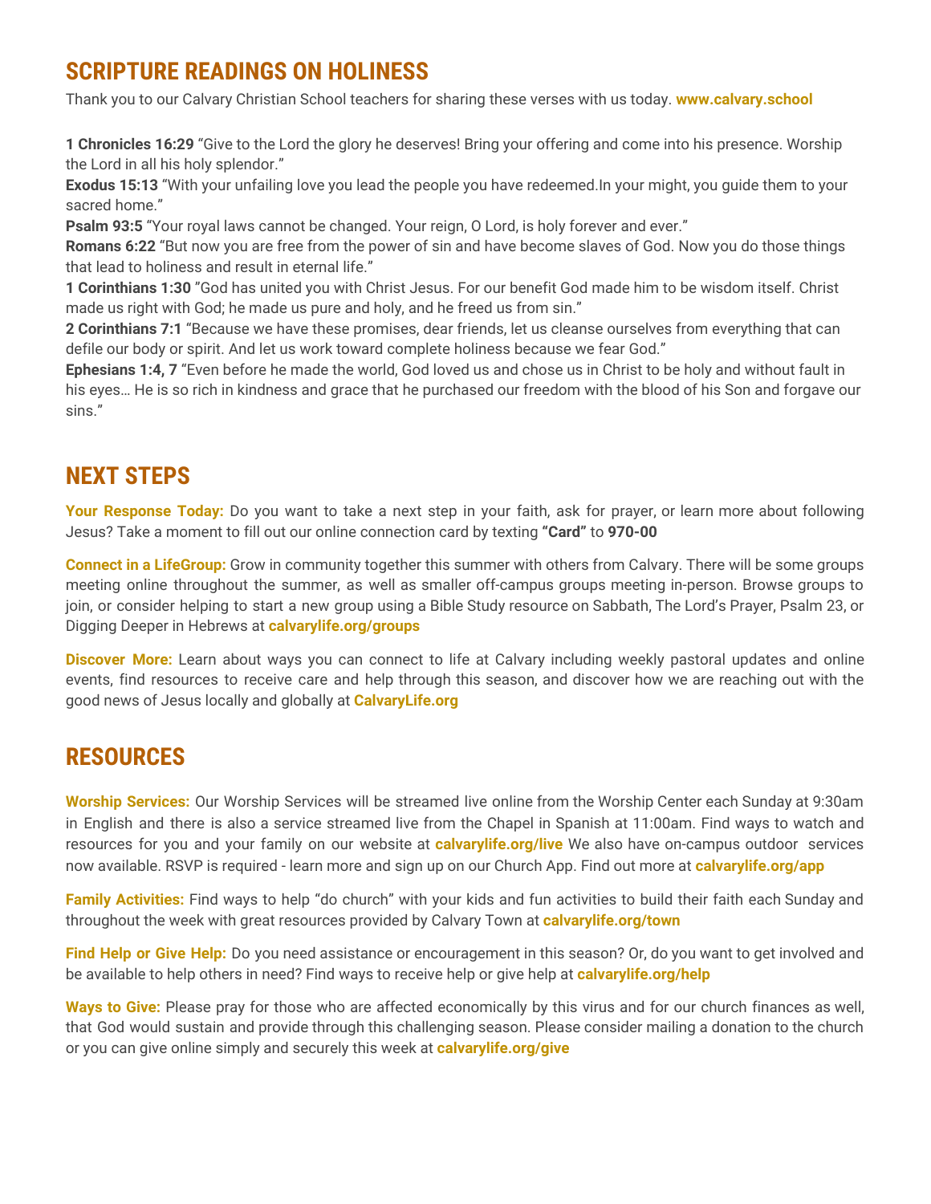## SCRIPTURE READINGS ON HOLINESS

Thank you to our Calvary Christian School teachers for sharing these verses with us today. **www.calvary.school**

**1 Chronicles 16:29** "Give to the Lord the glory he deserves! Bring your offering and come into his presence. Worship the Lord in all his holy splendor."
**Exodus 15:13** "With your unfailing love you lead the people you have redeemed.In your might, you guide them to your sacred home."
**Psalm 93:5** "Your royal laws cannot be changed. Your reign, O Lord, is holy forever and ever."
**Romans 6:22** "But now you are free from the power of sin and have become slaves of God. Now you do those things that lead to holiness and result in eternal life."
**1 Corinthians 1:30** "God has united you with Christ Jesus. For our benefit God made him to be wisdom itself. Christ made us right with God; he made us pure and holy, and he freed us from sin."
**2 Corinthians 7:1** "Because we have these promises, dear friends, let us cleanse ourselves from everything that can defile our body or spirit. And let us work toward complete holiness because we fear God."
**Ephesians 1:4, 7** "Even before he made the world, God loved us and chose us in Christ to be holy and without fault in his eyes… He is so rich in kindness and grace that he purchased our freedom with the blood of his Son and forgave our sins."

## NEXT STEPS

**Your Response Today:** Do you want to take a next step in your faith, ask for prayer, or learn more about following Jesus? Take a moment to fill out our online connection card by texting **"Card"** to **970-00**

**Connect in a LifeGroup:** Grow in community together this summer with others from Calvary. There will be some groups meeting online throughout the summer, as well as smaller off-campus groups meeting in-person. Browse groups to join, or consider helping to start a new group using a Bible Study resource on Sabbath, The Lord's Prayer, Psalm 23, or Digging Deeper in Hebrews at **calvarylife.org/groups**

**Discover More:** Learn about ways you can connect to life at Calvary including weekly pastoral updates and online events, find resources to receive care and help through this season, and discover how we are reaching out with the good news of Jesus locally and globally at **CalvaryLife.org**

## RESOURCES

**Worship Services:** Our Worship Services will be streamed live online from the Worship Center each Sunday at 9:30am in English and there is also a service streamed live from the Chapel in Spanish at 11:00am. Find ways to watch and resources for you and your family on our website at **calvarylife.org/live** We also have on-campus outdoor services now available. RSVP is required - learn more and sign up on our Church App. Find out more at **calvarylife.org/app**

**Family Activities:** Find ways to help "do church" with your kids and fun activities to build their faith each Sunday and throughout the week with great resources provided by Calvary Town at **calvarylife.org/town**

**Find Help or Give Help:** Do you need assistance or encouragement in this season? Or, do you want to get involved and be available to help others in need? Find ways to receive help or give help at **calvarylife.org/help**

**Ways to Give:** Please pray for those who are affected economically by this virus and for our church finances as well, that God would sustain and provide through this challenging season. Please consider mailing a donation to the church or you can give online simply and securely this week at **calvarylife.org/give**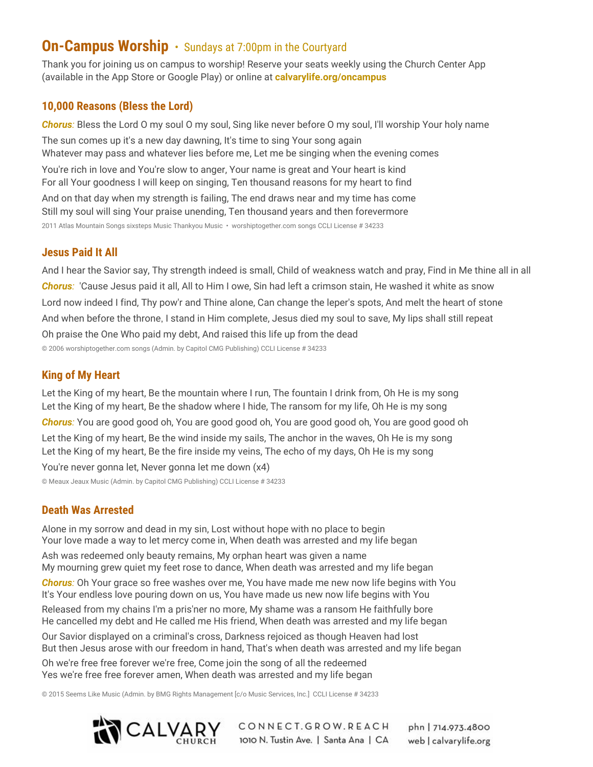## On-Campus Worship • Sundays at 7:00pm in the Courtyard

Thank you for joining us on campus to worship! Reserve your seats weekly using the Church Center App (available in the App Store or Google Play) or online at **calvarylife.org/oncampus**

### 10,000 Reasons (Bless the Lord)

***Chorus:*** Bless the Lord O my soul O my soul, Sing like never before O my soul, I'll worship Your holy name

The sun comes up it's a new day dawning, It's time to sing Your song again
Whatever may pass and whatever lies before me, Let me be singing when the evening comes

You're rich in love and You're slow to anger, Your name is great and Your heart is kind
For all Your goodness I will keep on singing, Ten thousand reasons for my heart to find

And on that day when my strength is failing, The end draws near and my time has come
Still my soul will sing Your praise unending, Ten thousand years and then forevermore

2011 Atlas Mountain Songs sixsteps Music Thankyou Music • worshiptogether.com songs CCLI License # 34233

### Jesus Paid It All

And I hear the Savior say, Thy strength indeed is small, Child of weakness watch and pray, Find in Me thine all in all

***Chorus:*** 'Cause Jesus paid it all, All to Him I owe, Sin had left a crimson stain, He washed it white as snow

Lord now indeed I find, Thy pow'r and Thine alone, Can change the leper's spots, And melt the heart of stone

And when before the throne, I stand in Him complete, Jesus died my soul to save, My lips shall still repeat

Oh praise the One Who paid my debt, And raised this life up from the dead

© 2006 worshiptogether.com songs (Admin. by Capitol CMG Publishing) CCLI License # 34233

### King of My Heart

Let the King of my heart, Be the mountain where I run, The fountain I drink from, Oh He is my song
Let the King of my heart, Be the shadow where I hide, The ransom for my life, Oh He is my song

***Chorus:*** You are good good oh, You are good good oh, You are good good oh, You are good good oh

Let the King of my heart, Be the wind inside my sails, The anchor in the waves, Oh He is my song
Let the King of my heart, Be the fire inside my veins, The echo of my days, Oh He is my song

You're never gonna let, Never gonna let me down (x4)

© Meaux Jeaux Music (Admin. by Capitol CMG Publishing) CCLI License # 34233

### Death Was Arrested

Alone in my sorrow and dead in my sin, Lost without hope with no place to begin
Your love made a way to let mercy come in, When death was arrested and my life began

Ash was redeemed only beauty remains, My orphan heart was given a name
My mourning grew quiet my feet rose to dance, When death was arrested and my life began

***Chorus:*** Oh Your grace so free washes over me, You have made me new now life begins with You
It's Your endless love pouring down on us, You have made us new now life begins with You

Released from my chains I'm a pris'ner no more, My shame was a ransom He faithfully bore
He cancelled my debt and He called me His friend, When death was arrested and my life began

Our Savior displayed on a criminal's cross, Darkness rejoiced as though Heaven had lost
But then Jesus arose with our freedom in hand, That's when death was arrested and my life began

Oh we're free free forever we're free, Come join the song of all the redeemed
Yes we're free free forever amen, When death was arrested and my life began

© 2015 Seems Like Music (Admin. by BMG Rights Management [c/o Music Services, Inc.] CCLI License # 34233

CALVARY CHURCH
CONNECT.GROW.REACH
1010 N. Tustin Ave. | Santa Ana | CA
phn | 714.973.4800
web | calvarylife.org